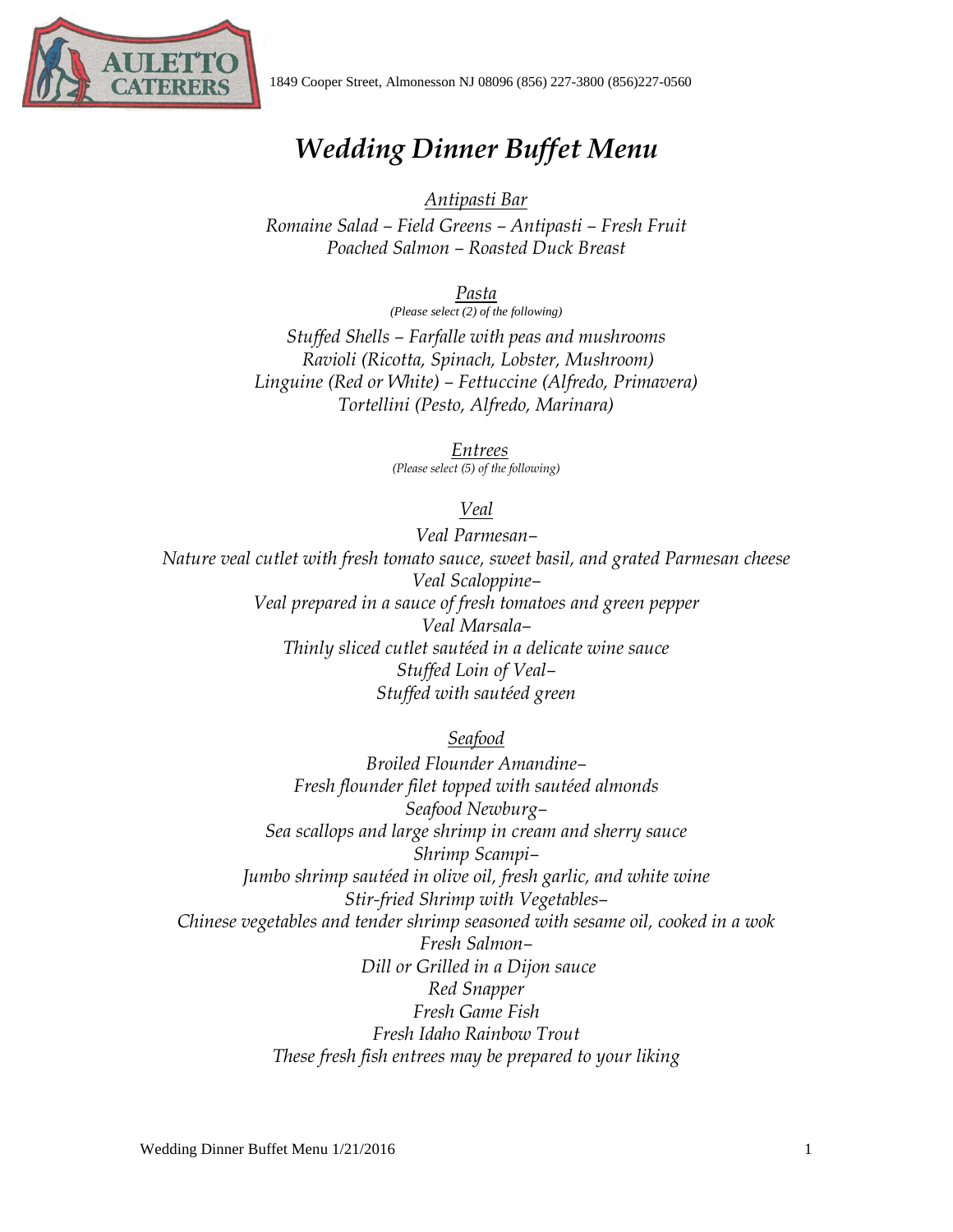AULETTO CATERERS

1849 Cooper Street, Almonesson NJ 08096 (856) 227-3800 (856)227-0560

# *Wedding Dinner Buffet Menu*

## *Antipasti Bar*

*Romaine Salad – Field Greens – Antipasti – Fresh Fruit*
*Poached Salmon – Roasted Duck Breast*

## *Pasta*

*(Please select (2) of the following)*

*Stuffed Shells – Farfalle with peas and mushrooms*
*Ravioli (Ricotta, Spinach, Lobster, Mushroom)*
*Linguine (Red or White) – Fettuccine (Alfredo, Primavera)*
*Tortellini (Pesto, Alfredo, Marinara)*

## *Entrees*

*(Please select (5) of the following)*

### *Veal*

*Veal Parmesan–*
*Nature veal cutlet with fresh tomato sauce, sweet basil, and grated Parmesan cheese*
*Veal Scaloppine–*
*Veal prepared in a sauce of fresh tomatoes and green pepper*
*Veal Marsala–*
*Thinly sliced cutlet sautéed in a delicate wine sauce*
*Stuffed Loin of Veal–*
*Stuffed with sautéed green*

### *Seafood*

*Broiled Flounder Amandine–*
*Fresh flounder filet topped with sautéed almonds*
*Seafood Newburg–*
*Sea scallops and large shrimp in cream and sherry sauce*
*Shrimp Scampi–*
*Jumbo shrimp sautéed in olive oil, fresh garlic, and white wine*
*Stir-fried Shrimp with Vegetables–*
*Chinese vegetables and tender shrimp seasoned with sesame oil, cooked in a wok*
*Fresh Salmon–*
*Dill or Grilled in a Dijon sauce*
*Red Snapper*
*Fresh Game Fish*
*Fresh Idaho Rainbow Trout*
*These fresh fish entrees may be prepared to your liking*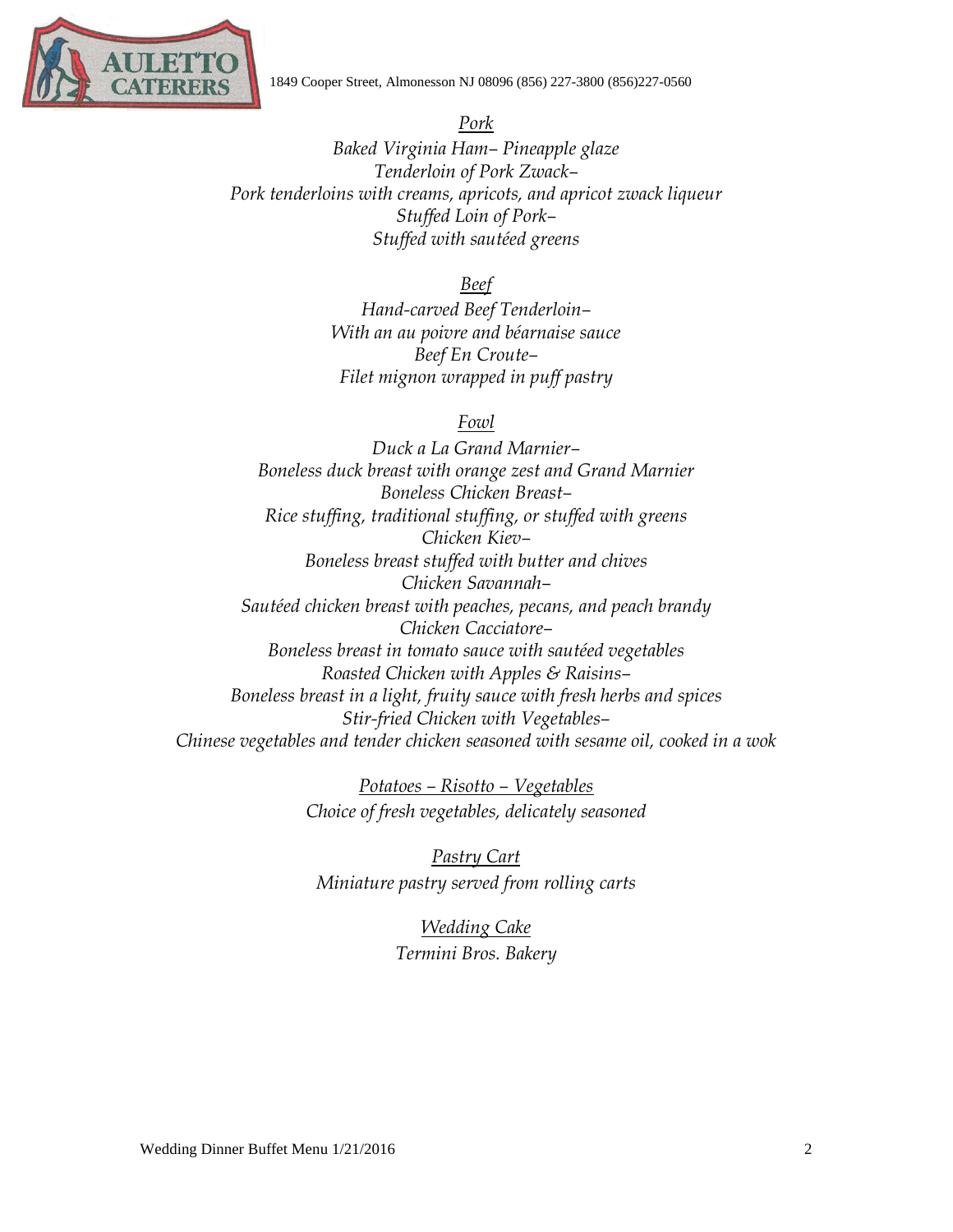1849 Cooper Street, Almonesson NJ 08096 (856) 227-3800 (856)227-0560

*Pork*

*Baked Virginia Ham– Pineapple glaze*
*Tenderloin of Pork Zwack–*
*Pork tenderloins with creams, apricots, and apricot zwack liqueur*
*Stuffed Loin of Pork–*
*Stuffed with sautéed greens*

*Beef*

*Hand-carved Beef Tenderloin–*
*With an au poivre and béarnaise sauce*
*Beef En Croute–*
*Filet mignon wrapped in puff pastry*

*Fowl*

*Duck a La Grand Marnier–*
*Boneless duck breast with orange zest and Grand Marnier*
*Boneless Chicken Breast–*
*Rice stuffing, traditional stuffing, or stuffed with greens*
*Chicken Kiev–*
*Boneless breast stuffed with butter and chives*
*Chicken Savannah–*
*Sautéed chicken breast with peaches, pecans, and peach brandy*
*Chicken Cacciatore–*
*Boneless breast in tomato sauce with sautéed vegetables*
*Roasted Chicken with Apples & Raisins–*
*Boneless breast in a light, fruity sauce with fresh herbs and spices*
*Stir-fried Chicken with Vegetables–*
*Chinese vegetables and tender chicken seasoned with sesame oil, cooked in a wok*

*Potatoes – Risotto – Vegetables*

*Choice of fresh vegetables, delicately seasoned*

*Pastry Cart*

*Miniature pastry served from rolling carts*

*Wedding Cake*

*Termini Bros. Bakery*